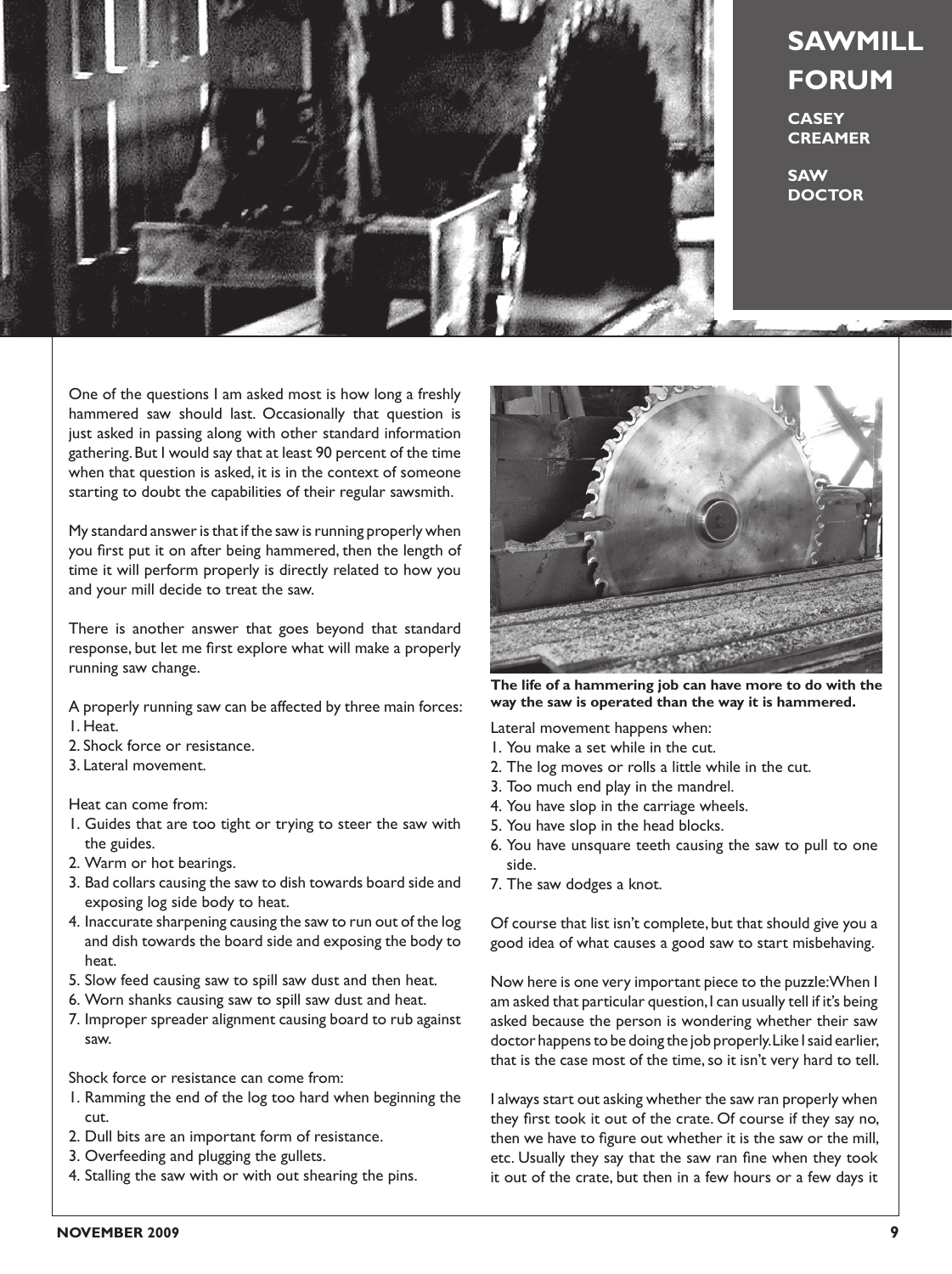# SAWMILL FORUM

**CASEY CREAMER**

**SAW DOCTOR**

One of the questions I am asked most is how long a freshly hammered saw should last. Occasionally that question is just asked in passing along with other standard information gathering. But I would say that at least 90 percent of the time when that question is asked, it is in the context of someone starting to doubt the capabilities of their regular sawsmith.

My standard answer is that if the saw is running properly when you first put it on after being hammered, then the length of time it will perform properly is directly related to how you and your mill decide to treat the saw.

There is another answer that goes beyond that standard response, but let me first explore what will make a properly running saw change.

A properly running saw can be affected by three main forces:
1. Heat.
2. Shock force or resistance.
3. Lateral movement.

Heat can come from:
1. Guides that are too tight or trying to steer the saw with the guides.
2. Warm or hot bearings.
3. Bad collars causing the saw to dish towards board side and exposing log side body to heat.
4. Inaccurate sharpening causing the saw to run out of the log and dish towards the board side and exposing the body to heat.
5. Slow feed causing saw to spill saw dust and then heat.
6. Worn shanks causing saw to spill saw dust and heat.
7. Improper spreader alignment causing board to rub against saw.

Shock force or resistance can come from:
1. Ramming the end of the log too hard when beginning the cut.
2. Dull bits are an important form of resistance.
3. Overfeeding and plugging the gullets.
4. Stalling the saw with or with out shearing the pins.

**The life of a hammering job can have more to do with the way the saw is operated than the way it is hammered.**

Lateral movement happens when:
1. You make a set while in the cut.
2. The log moves or rolls a little while in the cut.
3. Too much end play in the mandrel.
4. You have slop in the carriage wheels.
5. You have slop in the head blocks.
6. You have unsquare teeth causing the saw to pull to one side.
7. The saw dodges a knot.

Of course that list isn't complete, but that should give you a good idea of what causes a good saw to start misbehaving.

Now here is one very important piece to the puzzle: When I am asked that particular question, I can usually tell if it's being asked because the person is wondering whether their saw doctor happens to be doing the job properly. Like I said earlier, that is the case most of the time, so it isn't very hard to tell.

I always start out asking whether the saw ran properly when they first took it out of the crate. Of course if they say no, then we have to figure out whether it is the saw or the mill, etc. Usually they say that the saw ran fine when they took it out of the crate, but then in a few hours or a few days it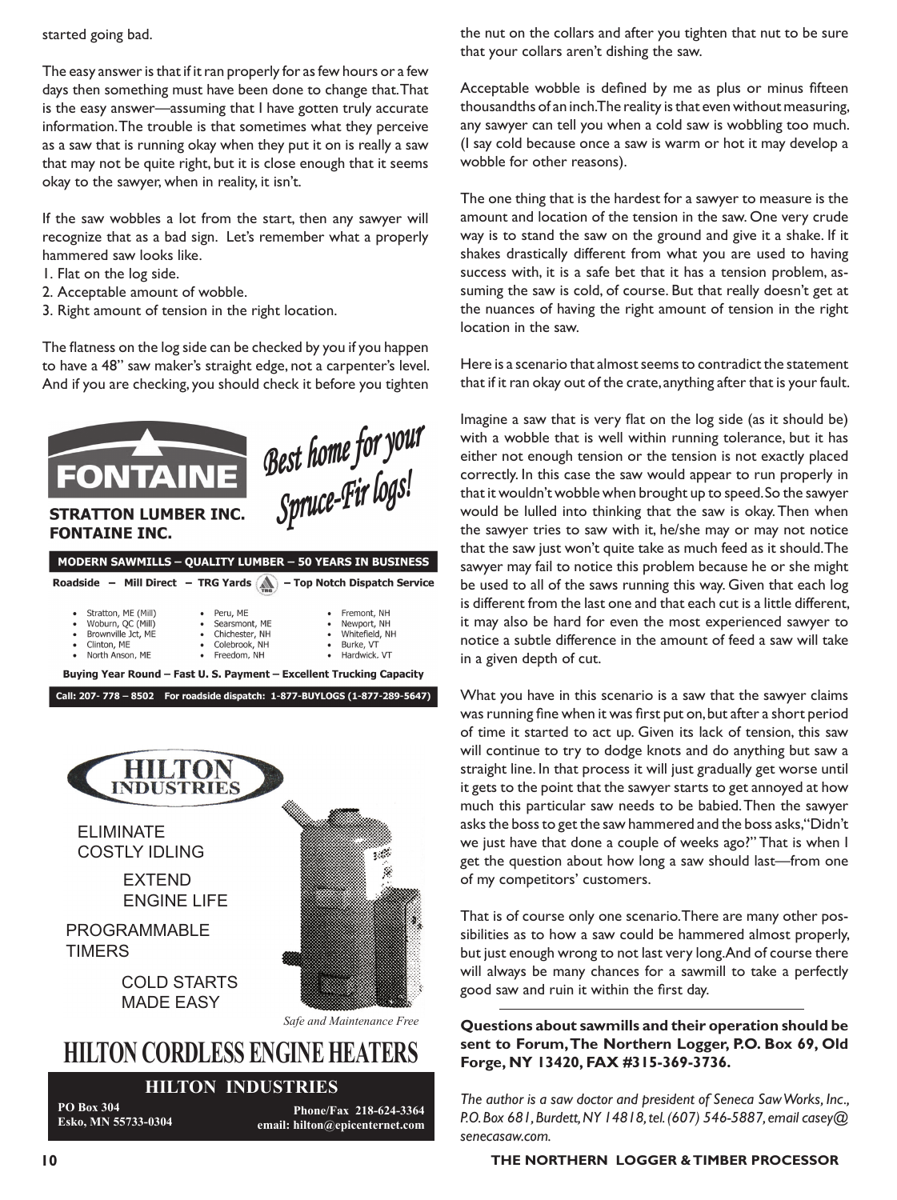started going bad.

The easy answer is that if it ran properly for as few hours or a few days then something must have been done to change that. That is the easy answer—assuming that I have gotten truly accurate information. The trouble is that sometimes what they perceive as a saw that is running okay when they put it on is really a saw that may not be quite right, but it is close enough that it seems okay to the sawyer, when in reality, it isn't.

If the saw wobbles a lot from the start, then any sawyer will recognize that as a bad sign. Let's remember what a properly hammered saw looks like.

1. Flat on the log side.
2. Acceptable amount of wobble.
3. Right amount of tension in the right location.

The flatness on the log side can be checked by you if you happen to have a 48" saw maker's straight edge, not a carpenter's level. And if you are checking, you should check it before you tighten the nut on the collars and after you tighten that nut to be sure that your collars aren't dishing the saw.

Acceptable wobble is defined by me as plus or minus fifteen thousandths of an inch. The reality is that even without measuring, any sawyer can tell you when a cold saw is wobbling too much. (I say cold because once a saw is warm or hot it may develop a wobble for other reasons).

The one thing that is the hardest for a sawyer to measure is the amount and location of the tension in the saw. One very crude way is to stand the saw on the ground and give it a shake. If it shakes drastically different from what you are used to having success with, it is a safe bet that it has a tension problem, assuming the saw is cold, of course. But that really doesn't get at the nuances of having the right amount of tension in the right location in the saw.

Here is a scenario that almost seems to contradict the statement that if it ran okay out of the crate, anything after that is your fault.

Imagine a saw that is very flat on the log side (as it should be) with a wobble that is well within running tolerance, but it has either not enough tension or the tension is not exactly placed correctly. In this case the saw would appear to run properly in that it wouldn't wobble when brought up to speed. So the sawyer would be lulled into thinking that the saw is okay. Then when the sawyer tries to saw with it, he/she may or may not notice that the saw just won't quite take as much feed as it should. The sawyer may fail to notice this problem because he or she might be used to all of the saws running this way. Given that each log is different from the last one and that each cut is a little different, it may also be hard for even the most experienced sawyer to notice a subtle difference in the amount of feed a saw will take in a given depth of cut.

What you have in this scenario is a saw that the sawyer claims was running fine when it was first put on, but after a short period of time it started to act up. Given its lack of tension, this saw will continue to try to dodge knots and do anything but saw a straight line. In that process it will just gradually get worse until it gets to the point that the sawyer starts to get annoyed at how much this particular saw needs to be babied. Then the sawyer asks the boss to get the saw hammered and the boss asks, "Didn't we just have that done a couple of weeks ago?" That is when I get the question about how long a saw should last—from one of my competitors' customers.

That is of course only one scenario. There are many other possibilities as to how a saw could be hammered almost properly, but just enough wrong to not last very long. And of course there will always be many chances for a sawmill to take a perfectly good saw and ruin it within the first day.

---

**Questions about sawmills and their operation should be sent to Forum, The Northern Logger, P.O. Box 69, Old Forge, NY 13420, FAX #315-369-3736.**

*The author is a saw doctor and president of Seneca Saw Works, Inc., P.O. Box 681, Burdett, NY 14818, tel. (607) 546-5887, email casey@senecasaw.com.*

---

**FONTAINE**

**STRATTON LUMBER INC.**
**FONTAINE INC.**

*Best home for your Spruce-Fir logs!*

**MODERN SAWMILLS – QUALITY LUMBER – 50 YEARS IN BUSINESS**

**Roadside – Mill Direct – TRG Yards – Top Notch Dispatch Service**

- Stratton, ME (Mill)
- Woburn, QC (Mill)
- Brownville Jct, ME
- Clinton, ME
- North Anson, ME
- Peru, ME
- Searsmont, ME
- Chichester, NH
- Colebrook, NH
- Freedom, NH
- Fremont, NH
- Newport, NH
- Whitefield, NH
- Burke, VT
- Hardwick, VT

**Buying Year Round – Fast U. S. Payment – Excellent Trucking Capacity**

**Call: 207- 778 – 8502 For roadside dispatch: 1-877-BUYLOGS (1-877-289-5647)**

---

**HILTON INDUSTRIES**

ELIMINATE COSTLY IDLING

EXTEND ENGINE LIFE

PROGRAMMABLE TIMERS

COLD STARTS MADE EASY

*Safe and Maintenance Free*

**HILTON CORDLESS ENGINE HEATERS**

**HILTON INDUSTRIES**

PO Box 304
Esko, MN 55733-0304

Phone/Fax 218-624-3364
email: hilton@epicenternet.com